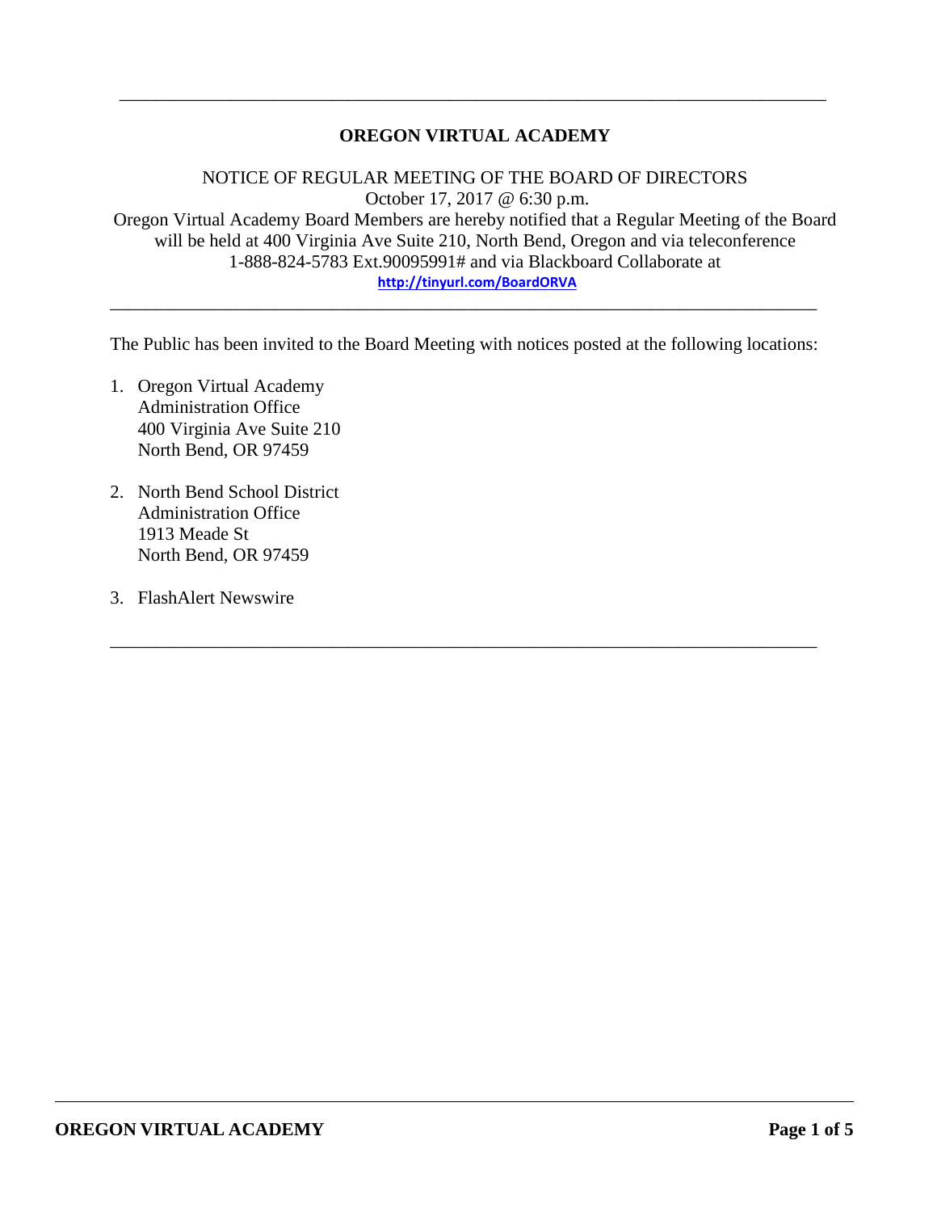---

# OREGON VIRTUAL ACADEMY

NOTICE OF REGULAR MEETING OF THE BOARD OF DIRECTORS
October 17, 2017 @ 6:30 p.m.
Oregon Virtual Academy Board Members are hereby notified that a Regular Meeting of the Board will be held at 400 Virginia Ave Suite 210, North Bend, Oregon and via teleconference 1-888-824-5783 Ext.90095991# and via Blackboard Collaborate at
http://tinyurl.com/BoardORVA

---

The Public has been invited to the Board Meeting with notices posted at the following locations:

1. Oregon Virtual Academy
   Administration Office
   400 Virginia Ave Suite 210
   North Bend, OR 97459

2. North Bend School District
   Administration Office
   1913 Meade St
   North Bend, OR 97459

3. FlashAlert Newswire

---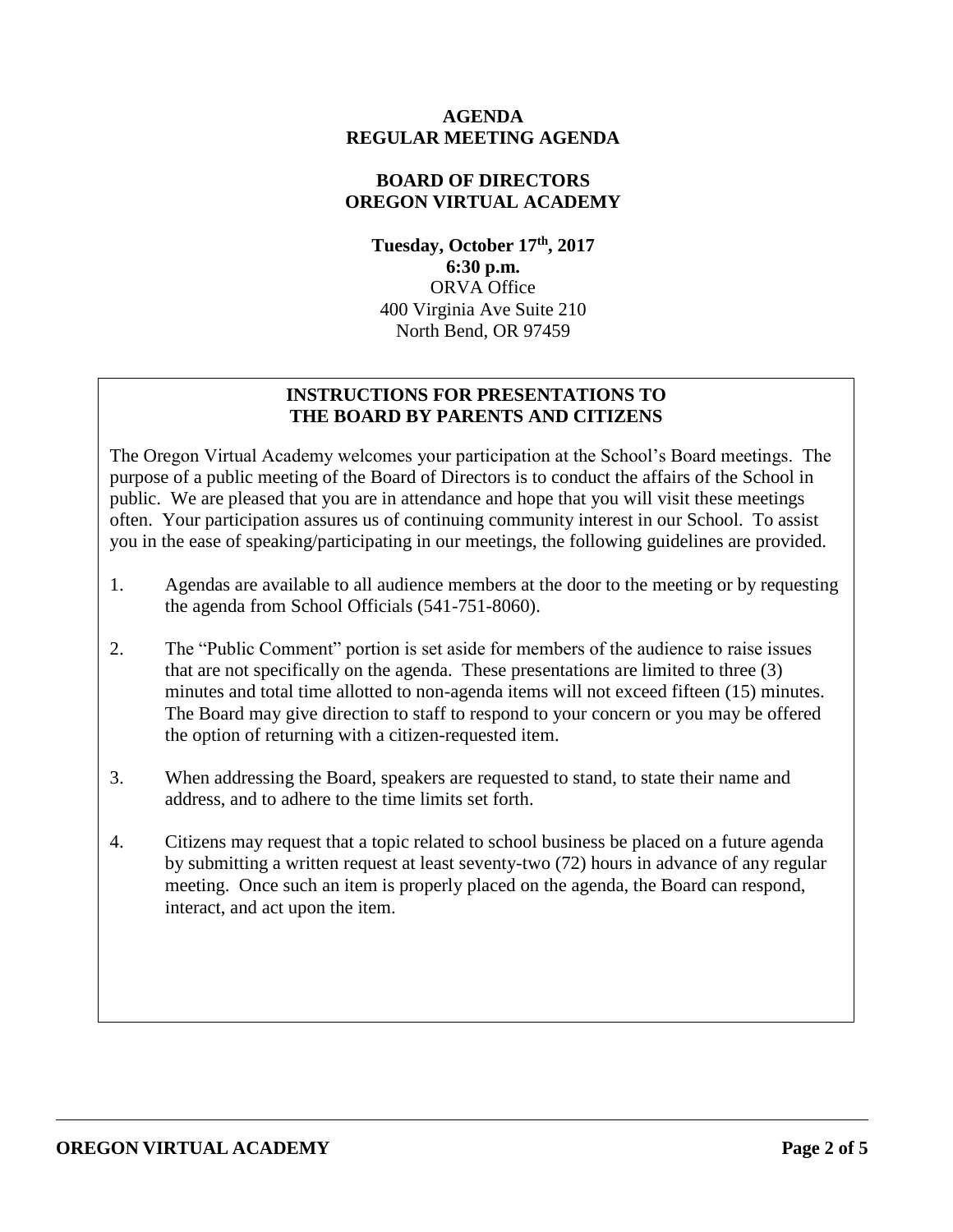# AGENDA
## REGULAR MEETING AGENDA

## BOARD OF DIRECTORS
## OREGON VIRTUAL ACADEMY

**Tuesday, October 17th, 2017**
**6:30 p.m.**
ORVA Office
400 Virginia Ave Suite 210
North Bend, OR 97459

### INSTRUCTIONS FOR PRESENTATIONS TO THE BOARD BY PARENTS AND CITIZENS

The Oregon Virtual Academy welcomes your participation at the School's Board meetings. The purpose of a public meeting of the Board of Directors is to conduct the affairs of the School in public. We are pleased that you are in attendance and hope that you will visit these meetings often. Your participation assures us of continuing community interest in our School. To assist you in the ease of speaking/participating in our meetings, the following guidelines are provided.

1. Agendas are available to all audience members at the door to the meeting or by requesting the agenda from School Officials (541-751-8060).

2. The "Public Comment" portion is set aside for members of the audience to raise issues that are not specifically on the agenda. These presentations are limited to three (3) minutes and total time allotted to non-agenda items will not exceed fifteen (15) minutes. The Board may give direction to staff to respond to your concern or you may be offered the option of returning with a citizen-requested item.

3. When addressing the Board, speakers are requested to stand, to state their name and address, and to adhere to the time limits set forth.

4. Citizens may request that a topic related to school business be placed on a future agenda by submitting a written request at least seventy-two (72) hours in advance of any regular meeting. Once such an item is properly placed on the agenda, the Board can respond, interact, and act upon the item.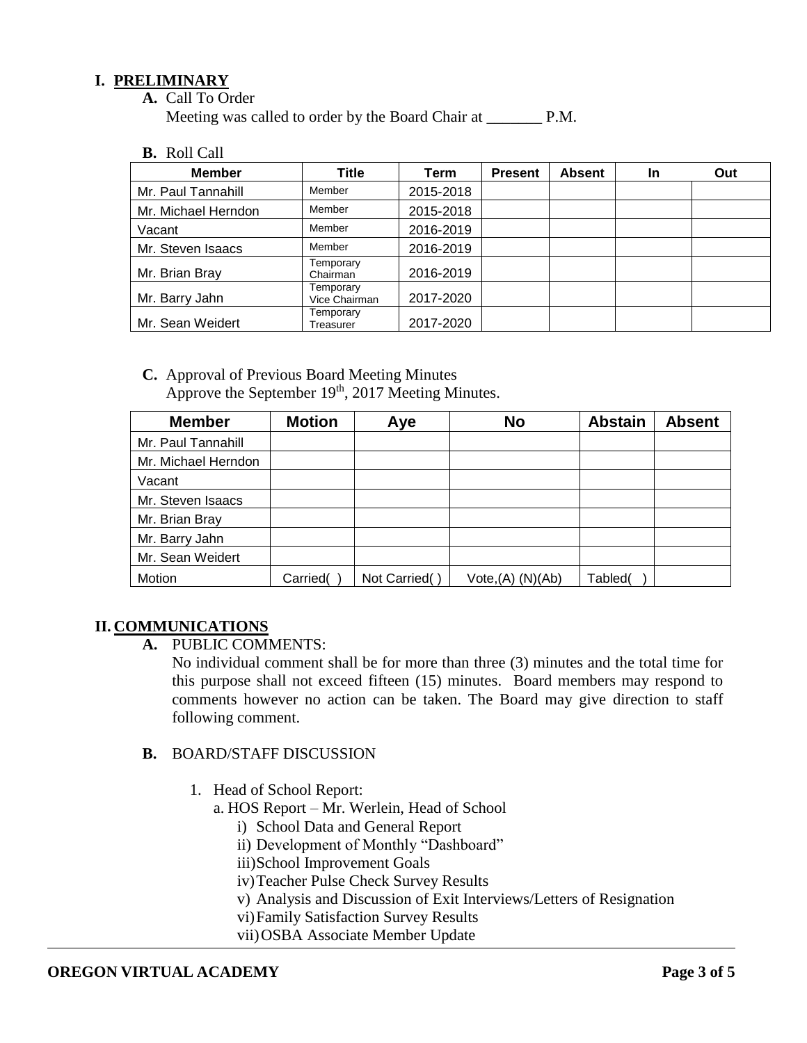# I. PRELIMINARY

**A.** Call To Order

Meeting was called to order by the Board Chair at _______ P.M.

**B.** Roll Call

| Member | Title | Term | Present | Absent | In | Out |
|---|---|---|---|---|---|---|
| Mr. Paul Tannahill | Member | 2015-2018 | | | | |
| Mr. Michael Herndon | Member | 2015-2018 | | | | |
| Vacant | Member | 2016-2019 | | | | |
| Mr. Steven Isaacs | Member | 2016-2019 | | | | |
| Mr. Brian Bray | Temporary Chairman | 2016-2019 | | | | |
| Mr. Barry Jahn | Temporary Vice Chairman | 2017-2020 | | | | |
| Mr. Sean Weidert | Temporary Treasurer | 2017-2020 | | | | |

**C.** Approval of Previous Board Meeting Minutes

Approve the September 19th, 2017 Meeting Minutes.

| Member | Motion | Aye | No | Abstain | Absent |
|---|---|---|---|---|---|
| Mr. Paul Tannahill | | | | | |
| Mr. Michael Herndon | | | | | |
| Vacant | | | | | |
| Mr. Steven Isaacs | | | | | |
| Mr. Brian Bray | | | | | |
| Mr. Barry Jahn | | | | | |
| Mr. Sean Weidert | | | | | |
| Motion | Carried( ) | Not Carried( ) | Vote,(A) (N)(Ab) | Tabled( ) | |

# II. COMMUNICATIONS

**A.** PUBLIC COMMENTS:

No individual comment shall be for more than three (3) minutes and the total time for this purpose shall not exceed fifteen (15) minutes. Board members may respond to comments however no action can be taken. The Board may give direction to staff following comment.

**B.** BOARD/STAFF DISCUSSION

1. Head of School Report:
   - a. HOS Report – Mr. Werlein, Head of School
     - i) School Data and General Report
     - ii) Development of Monthly "Dashboard"
     - iii) School Improvement Goals
     - iv) Teacher Pulse Check Survey Results
     - v) Analysis and Discussion of Exit Interviews/Letters of Resignation
     - vi) Family Satisfaction Survey Results
     - vii) OSBA Associate Member Update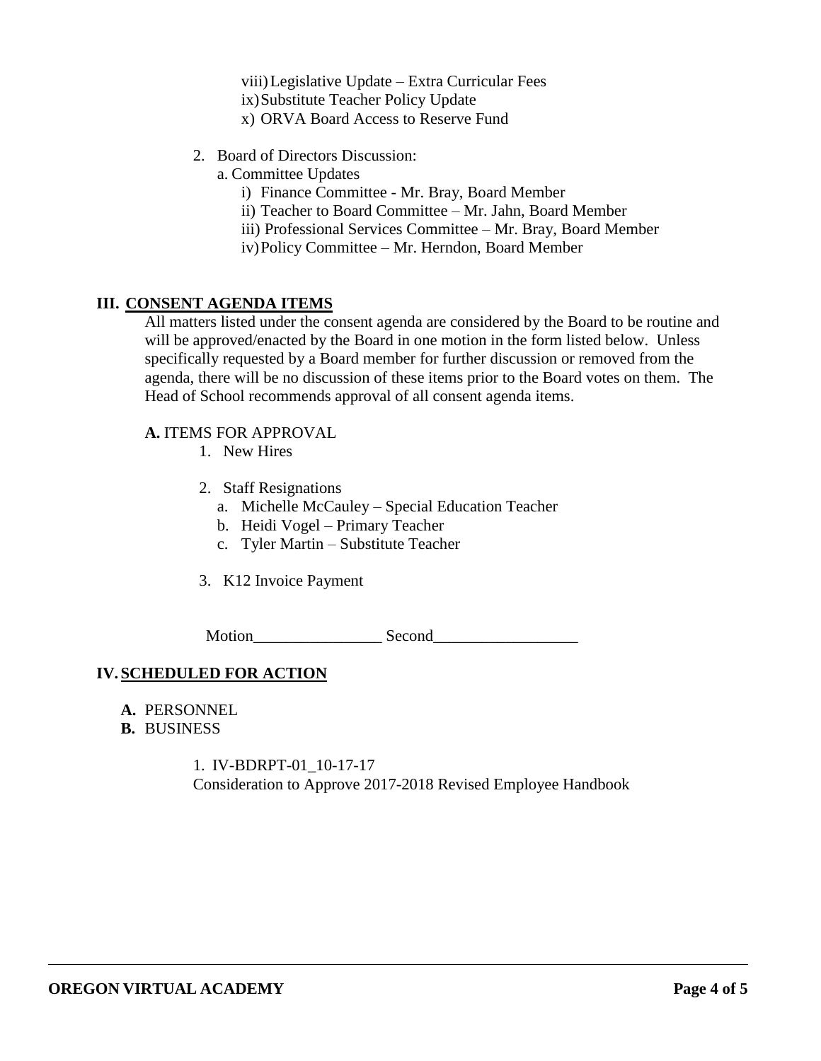viii) Legislative Update – Extra Curricular Fees
ix) Substitute Teacher Policy Update
x) ORVA Board Access to Reserve Fund

2. Board of Directors Discussion:
   a. Committee Updates
      i) Finance Committee - Mr. Bray, Board Member
      ii) Teacher to Board Committee – Mr. Jahn, Board Member
      iii) Professional Services Committee – Mr. Bray, Board Member
      iv) Policy Committee – Mr. Herndon, Board Member

## III. CONSENT AGENDA ITEMS

All matters listed under the consent agenda are considered by the Board to be routine and will be approved/enacted by the Board in one motion in the form listed below. Unless specifically requested by a Board member for further discussion or removed from the agenda, there will be no discussion of these items prior to the Board votes on them. The Head of School recommends approval of all consent agenda items.

**A.** ITEMS FOR APPROVAL

1. New Hires

2. Staff Resignations
   a. Michelle McCauley – Special Education Teacher
   b. Heidi Vogel – Primary Teacher
   c. Tyler Martin – Substitute Teacher

3. K12 Invoice Payment

Motion________________ Second__________________

## IV. SCHEDULED FOR ACTION

**A.** PERSONNEL
**B.** BUSINESS

1. IV-BDRPT-01_10-17-17
Consideration to Approve 2017-2018 Revised Employee Handbook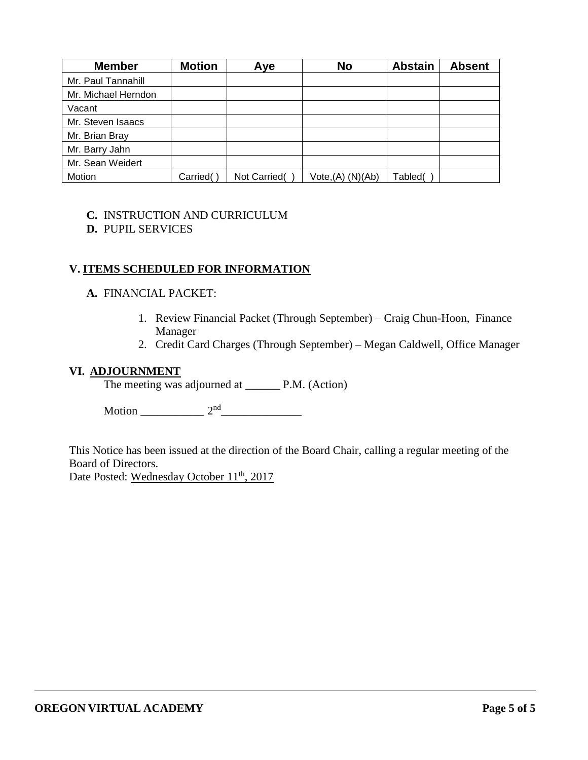| Member | Motion | Aye | No | Abstain | Absent |
|---|---|---|---|---|---|
| Mr. Paul Tannahill | | | | | |
| Mr. Michael Herndon | | | | | |
| Vacant | | | | | |
| Mr. Steven Isaacs | | | | | |
| Mr. Brian Bray | | | | | |
| Mr. Barry Jahn | | | | | |
| Mr. Sean Weidert | | | | | |
| Motion | Carried( ) | Not Carried( ) | Vote,(A) (N)(Ab) | Tabled( ) | |

**C.** INSTRUCTION AND CURRICULUM

**D.** PUPIL SERVICES

## V. ITEMS SCHEDULED FOR INFORMATION

**A.** FINANCIAL PACKET:

1. Review Financial Packet (Through September) – Craig Chun-Hoon, Finance Manager
2. Credit Card Charges (Through September) – Megan Caldwell, Office Manager

## VI. ADJOURNMENT

The meeting was adjourned at ______ P.M. (Action)

Motion ___________ 2nd______________

This Notice has been issued at the direction of the Board Chair, calling a regular meeting of the Board of Directors.
Date Posted: Wednesday October 11th, 2017